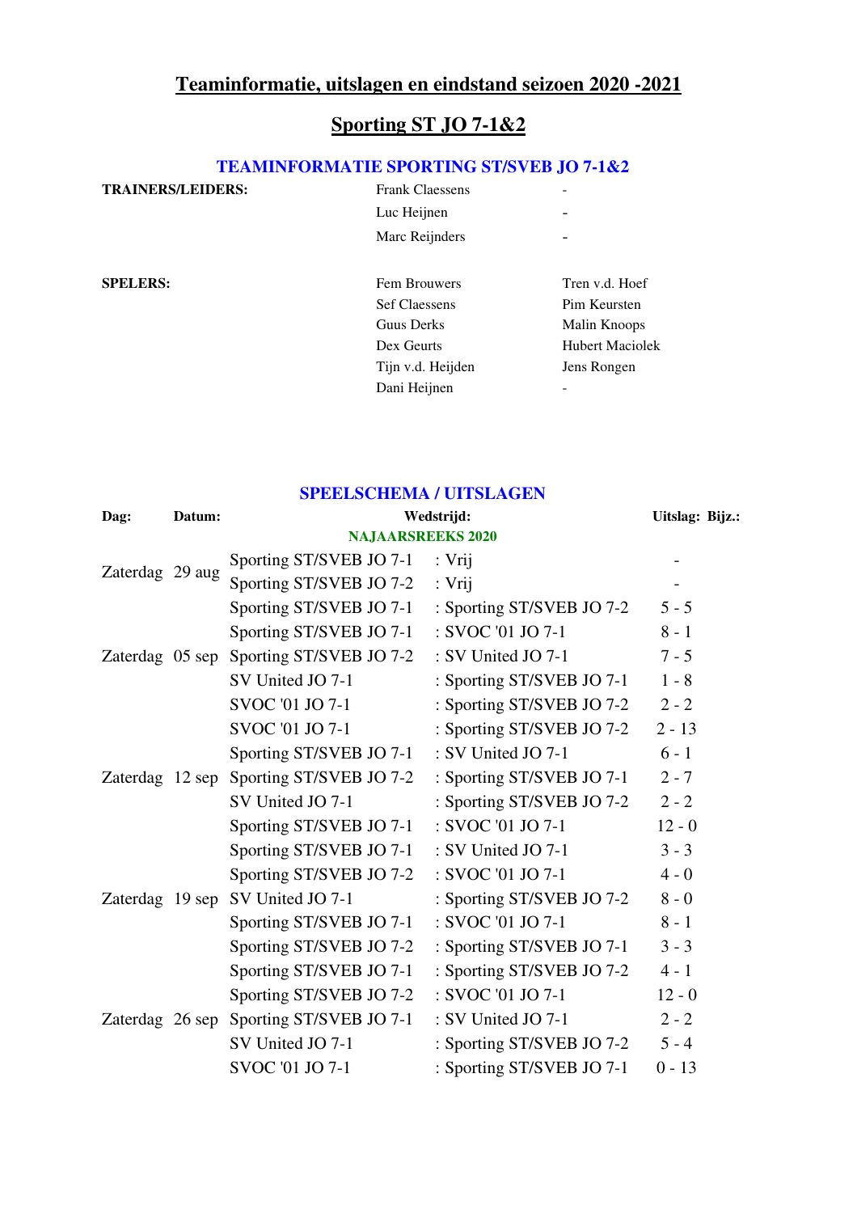# Teaminformatie, uitslagen en eindstand seizoen 2020 -2021

## Sporting ST JO 7-1&2

### TEAMINFORMATIE SPORTING ST/SVEB JO 7-1&2

**TRAINERS/LEIDERS:**

| | | |
|---|---|---|
| | Frank Claessens | - |
| | Luc Heijnen | - |
| | Marc Reijnders | - |

**SPELERS:**

| | | |
|---|---|---|
| | Fem Brouwers | Tren v.d. Hoef |
| | Sef Claessens | Pim Keursten |
| | Guus Derks | Malin Knoops |
| | Dex Geurts | Hubert Maciolek |
| | Tijn v.d. Heijden | Jens Rongen |
| | Dani Heijnen | - |

### SPEELSCHEMA / UITSLAGEN

| Dag: | Datum: | Wedstrijd: | | Uitslag: | Bijz.: |
|---|---|---|---|---|---|
| | | **NAJAARSREEKS 2020** | | | |
| Zaterdag | 29 aug | Sporting ST/SVEB JO 7-1 | : Vrij | - | |
| | | Sporting ST/SVEB JO 7-2 | : Vrij | - | |
| Zaterdag | 05 sep | Sporting ST/SVEB JO 7-1 | : Sporting ST/SVEB JO 7-2 | 5 - 5 | |
| | | Sporting ST/SVEB JO 7-1 | : SVOC '01 JO 7-1 | 8 - 1 | |
| | | Sporting ST/SVEB JO 7-2 | : SV United JO 7-1 | 7 - 5 | |
| | | SV United JO 7-1 | : Sporting ST/SVEB JO 7-1 | 1 - 8 | |
| | | SVOC '01 JO 7-1 | : Sporting ST/SVEB JO 7-2 | 2 - 2 | |
| Zaterdag | 12 sep | SVOC '01 JO 7-1 | : Sporting ST/SVEB JO 7-2 | 2 - 13 | |
| | | Sporting ST/SVEB JO 7-1 | : SV United JO 7-1 | 6 - 1 | |
| | | Sporting ST/SVEB JO 7-2 | : Sporting ST/SVEB JO 7-1 | 2 - 7 | |
| | | SV United JO 7-1 | : Sporting ST/SVEB JO 7-2 | 2 - 2 | |
| | | Sporting ST/SVEB JO 7-1 | : SVOC '01 JO 7-1 | 12 - 0 | |
| Zaterdag | 19 sep | Sporting ST/SVEB JO 7-1 | : SV United JO 7-1 | 3 - 3 | |
| | | Sporting ST/SVEB JO 7-2 | : SVOC '01 JO 7-1 | 4 - 0 | |
| | | SV United JO 7-1 | : Sporting ST/SVEB JO 7-2 | 8 - 0 | |
| | | Sporting ST/SVEB JO 7-1 | : SVOC '01 JO 7-1 | 8 - 1 | |
| | | Sporting ST/SVEB JO 7-2 | : Sporting ST/SVEB JO 7-1 | 3 - 3 | |
| Zaterdag | 26 sep | Sporting ST/SVEB JO 7-1 | : Sporting ST/SVEB JO 7-2 | 4 - 1 | |
| | | Sporting ST/SVEB JO 7-2 | : SVOC '01 JO 7-1 | 12 - 0 | |
| | | Sporting ST/SVEB JO 7-1 | : SV United JO 7-1 | 2 - 2 | |
| | | SV United JO 7-1 | : Sporting ST/SVEB JO 7-2 | 5 - 4 | |
| | | SVOC '01 JO 7-1 | : Sporting ST/SVEB JO 7-1 | 0 - 13 | |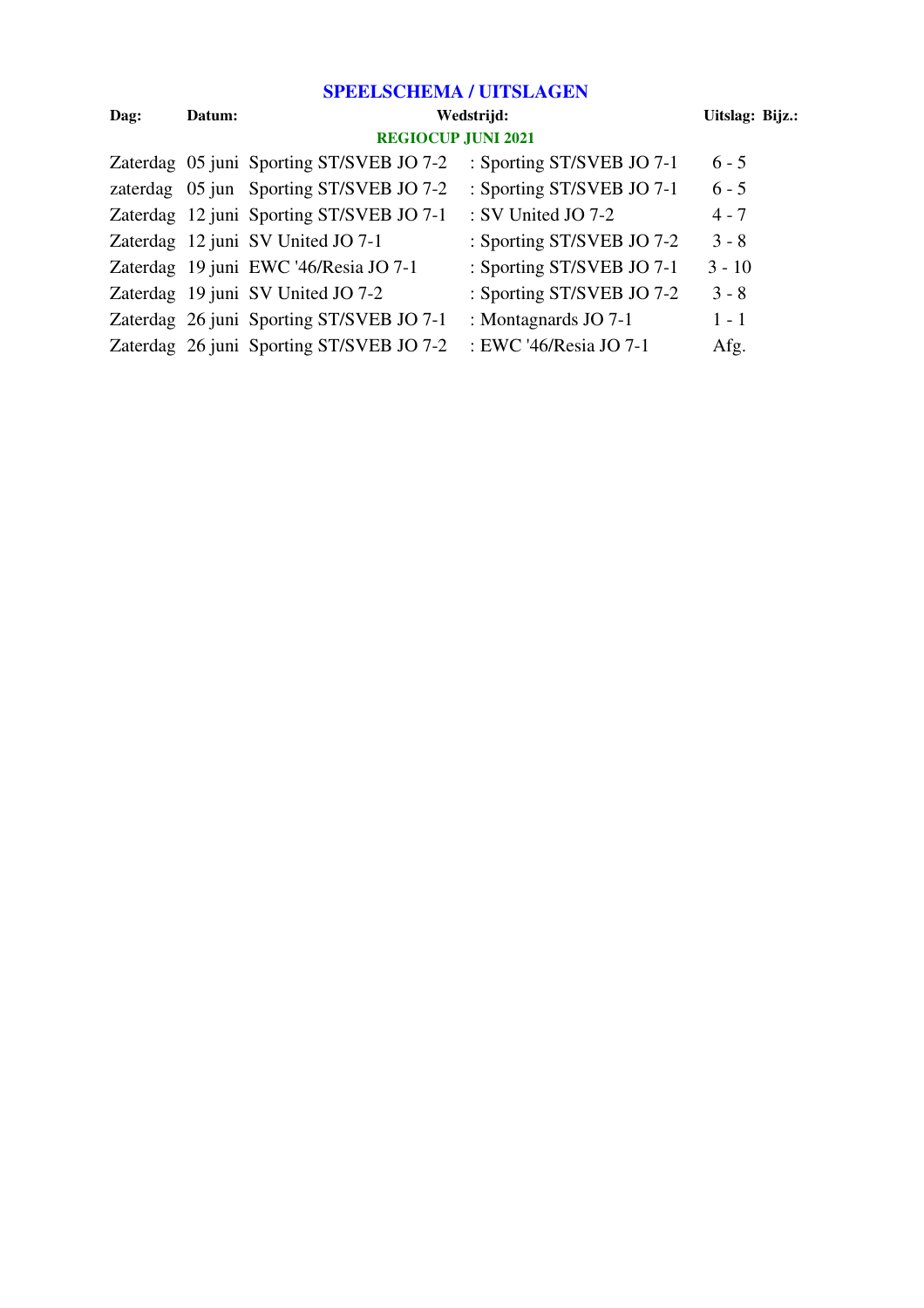## SPEELSCHEMA / UITSLAGEN

| Dag: | Datum: | Wedstrijd: | | Uitslag: | Bijz.: |
|---|---|---|---|---|---|
| | | **REGIOCUP JUNI 2021** | | | |
| Zaterdag | 05 juni | Sporting ST/SVEB JO 7-2 | : Sporting ST/SVEB JO 7-1 | 6 - 5 | |
| zaterdag | 05 jun | Sporting ST/SVEB JO 7-2 | : Sporting ST/SVEB JO 7-1 | 6 - 5 | |
| Zaterdag | 12 juni | Sporting ST/SVEB JO 7-1 | : SV United JO 7-2 | 4 - 7 | |
| Zaterdag | 12 juni | SV United JO 7-1 | : Sporting ST/SVEB JO 7-2 | 3 - 8 | |
| Zaterdag | 19 juni | EWC '46/Resia JO 7-1 | : Sporting ST/SVEB JO 7-1 | 3 - 10 | |
| Zaterdag | 19 juni | SV United JO 7-2 | : Sporting ST/SVEB JO 7-2 | 3 - 8 | |
| Zaterdag | 26 juni | Sporting ST/SVEB JO 7-1 | : Montagnards JO 7-1 | 1 - 1 | |
| Zaterdag | 26 juni | Sporting ST/SVEB JO 7-2 | : EWC '46/Resia JO 7-1 | Afg. | |